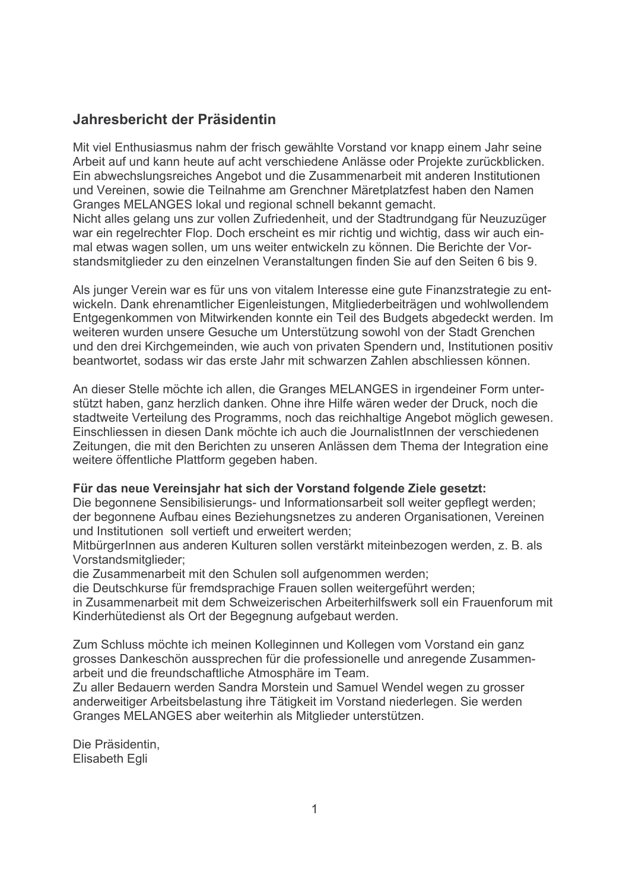## Jahresbericht der Präsidentin

Mit viel Enthusiasmus nahm der frisch gewählte Vorstand vor knapp einem Jahr seine Arbeit auf und kann heute auf acht verschiedene Anlässe oder Projekte zurückblicken. Ein abwechslungsreiches Angebot und die Zusammenarbeit mit anderen Institutionen und Vereinen, sowie die Teilnahme am Grenchner Märetplatzfest haben den Namen Granges MELANGES lokal und regional schnell bekannt gemacht.
Nicht alles gelang uns zur vollen Zufriedenheit, und der Stadtrundgang für Neuzuzüger war ein regelrechter Flop. Doch erscheint es mir richtig und wichtig, dass wir auch einmal etwas wagen sollen, um uns weiter entwickeln zu können. Die Berichte der Vorstandsmitglieder zu den einzelnen Veranstaltungen finden Sie auf den Seiten 6 bis 9.

Als junger Verein war es für uns von vitalem Interesse eine gute Finanzstrategie zu entwickeln. Dank ehrenamtlicher Eigenleistungen, Mitgliederbeiträgen und wohlwollendem Entgegenkommen von Mitwirkenden konnte ein Teil des Budgets abgedeckt werden. Im weiteren wurden unsere Gesuche um Unterstützung sowohl von der Stadt Grenchen und den drei Kirchgemeinden, wie auch von privaten Spendern und, Institutionen positiv beantwortet, sodass wir das erste Jahr mit schwarzen Zahlen abschliessen können.

An dieser Stelle möchte ich allen, die Granges MELANGES in irgendeiner Form unterstützt haben, ganz herzlich danken. Ohne ihre Hilfe wären weder der Druck, noch die stadtweite Verteilung des Programms, noch das reichhaltige Angebot möglich gewesen. Einschliessen in diesen Dank möchte ich auch die JournalistInnen der verschiedenen Zeitungen, die mit den Berichten zu unseren Anlässen dem Thema der Integration eine weitere öffentliche Plattform gegeben haben.

**Für das neue Vereinsjahr hat sich der Vorstand folgende Ziele gesetzt:**
Die begonnene Sensibilisierungs- und Informationsarbeit soll weiter gepflegt werden;
der begonnene Aufbau eines Beziehungsnetzes zu anderen Organisationen, Vereinen und Institutionen soll vertieft und erweitert werden;
MitbürgerInnen aus anderen Kulturen sollen verstärkt miteinbezogen werden, z. B. als Vorstandsmitglieder;
die Zusammenarbeit mit den Schulen soll aufgenommen werden;
die Deutschkurse für fremdsprachige Frauen sollen weitergeführt werden;
in Zusammenarbeit mit dem Schweizerischen Arbeiterhilfswerk soll ein Frauenforum mit Kinderhütedienst als Ort der Begegnung aufgebaut werden.

Zum Schluss möchte ich meinen Kolleginnen und Kollegen vom Vorstand ein ganz grosses Dankeschön aussprechen für die professionelle und anregende Zusammenarbeit und die freundschaftliche Atmosphäre im Team.
Zu aller Bedauern werden Sandra Morstein und Samuel Wendel wegen zu grosser anderweitiger Arbeitsbelastung ihre Tätigkeit im Vorstand niederlegen. Sie werden Granges MELANGES aber weiterhin als Mitglieder unterstützen.

Die Präsidentin,
Elisabeth Egli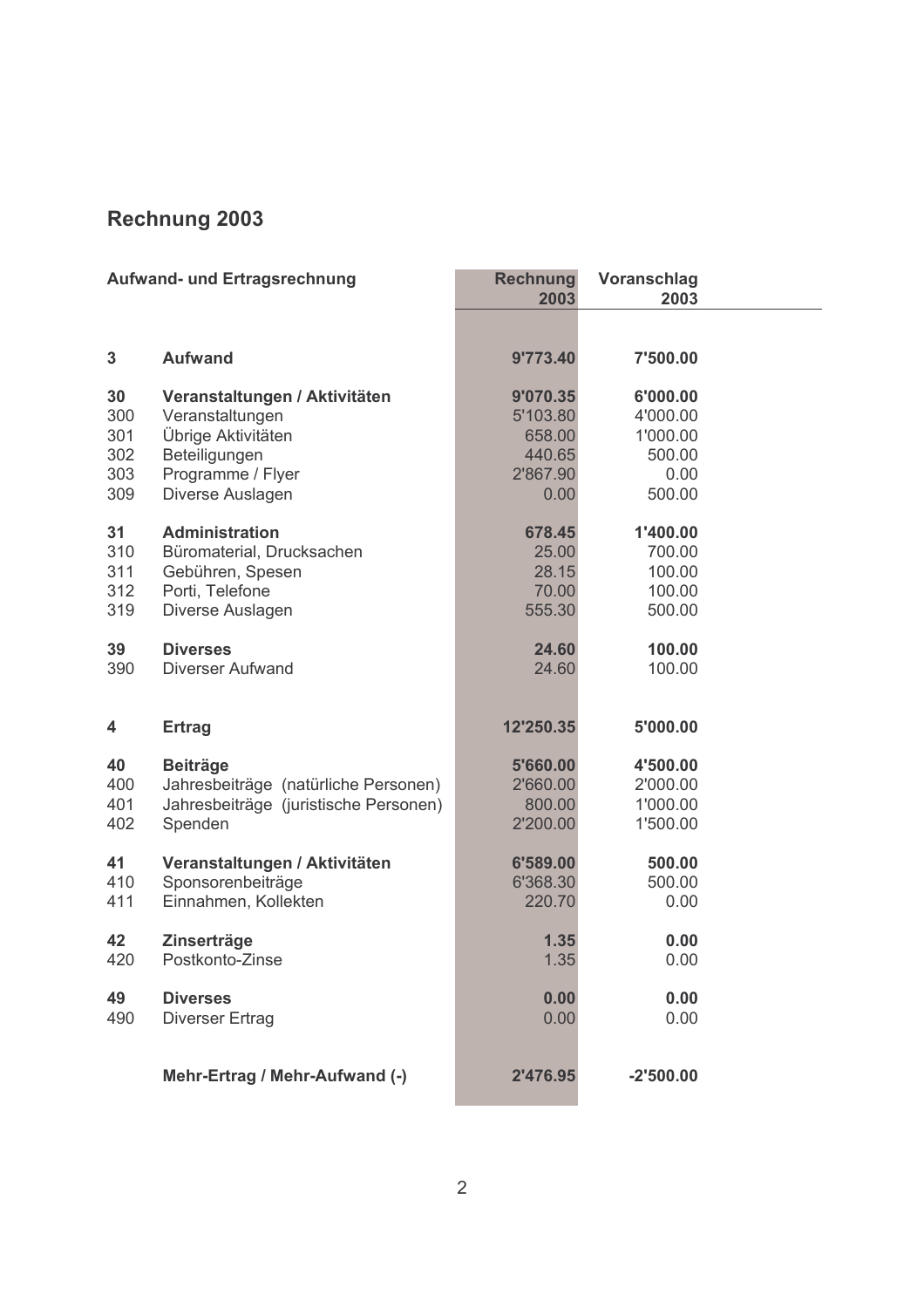## Rechnung 2003

| | Aufwand- und Ertragsrechnung | Rechnung 2003 | Voranschlag 2003 |
|---|---|---|---|
| **3** | **Aufwand** | **9'773.40** | **7'500.00** |
| **30** | **Veranstaltungen / Aktivitäten** | **9'070.35** | **6'000.00** |
| 300 | Veranstaltungen | 5'103.80 | 4'000.00 |
| 301 | Übrige Aktivitäten | 658.00 | 1'000.00 |
| 302 | Beteiligungen | 440.65 | 500.00 |
| 303 | Programme / Flyer | 2'867.90 | 0.00 |
| 309 | Diverse Auslagen | 0.00 | 500.00 |
| **31** | **Administration** | **678.45** | **1'400.00** |
| 310 | Büromaterial, Drucksachen | 25.00 | 700.00 |
| 311 | Gebühren, Spesen | 28.15 | 100.00 |
| 312 | Porti, Telefone | 70.00 | 100.00 |
| 319 | Diverse Auslagen | 555.30 | 500.00 |
| **39** | **Diverses** | **24.60** | **100.00** |
| 390 | Diverser Aufwand | 24.60 | 100.00 |
| **4** | **Ertrag** | **12'250.35** | **5'000.00** |
| **40** | **Beiträge** | **5'660.00** | **4'500.00** |
| 400 | Jahresbeiträge (natürliche Personen) | 2'660.00 | 2'000.00 |
| 401 | Jahresbeiträge (juristische Personen) | 800.00 | 1'000.00 |
| 402 | Spenden | 2'200.00 | 1'500.00 |
| **41** | **Veranstaltungen / Aktivitäten** | **6'589.00** | **500.00** |
| 410 | Sponsorenbeiträge | 6'368.30 | 500.00 |
| 411 | Einnahmen, Kollekten | 220.70 | 0.00 |
| **42** | **Zinserträge** | **1.35** | **0.00** |
| 420 | Postkonto-Zinse | 1.35 | 0.00 |
| **49** | **Diverses** | **0.00** | **0.00** |
| 490 | Diverser Ertrag | 0.00 | 0.00 |
| | **Mehr-Ertrag / Mehr-Aufwand (-)** | **2'476.95** | **-2'500.00** |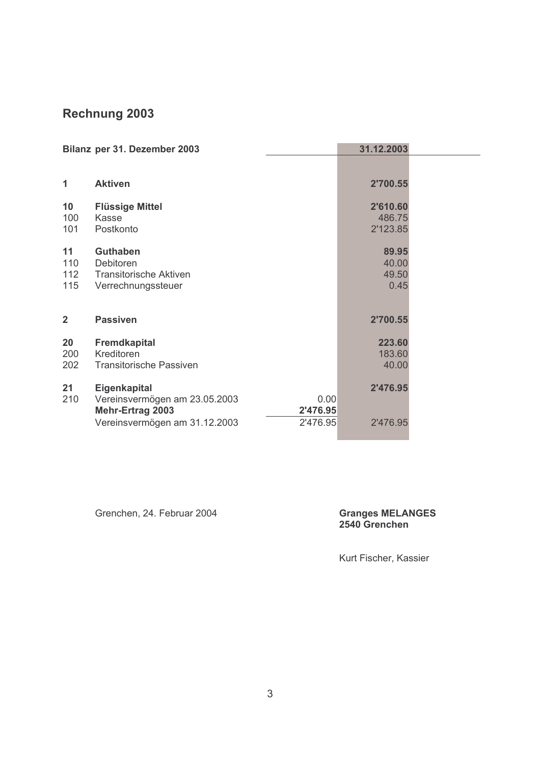## Rechnung 2003

| Bilanz | per 31. Dezember 2003 | | 31.12.2003 |
|---|---|---|---|
| **1** | **Aktiven** | | **2'700.55** |
| **10** | **Flüssige Mittel** | | **2'610.60** |
| 100 | Kasse | | 486.75 |
| 101 | Postkonto | | 2'123.85 |
| **11** | **Guthaben** | | **89.95** |
| 110 | Debitoren | | 40.00 |
| 112 | Transitorische Aktiven | | 49.50 |
| 115 | Verrechnungssteuer | | 0.45 |
| **2** | **Passiven** | | **2'700.55** |
| **20** | **Fremdkapital** | | **223.60** |
| 200 | Kreditoren | | 183.60 |
| 202 | Transitorische Passiven | | 40.00 |
| **21** | **Eigenkapital** | | **2'476.95** |
| 210 | Vereinsvermögen am 23.05.2003 | 0.00 | |
| | **Mehr-Ertrag 2003** | **2'476.95** | |
| | Vereinsvermögen am 31.12.2003 | 2'476.95 | 2'476.95 |

Grenchen, 24. Februar 2004

**Granges MELANGES**
**2540 Grenchen**

Kurt Fischer, Kassier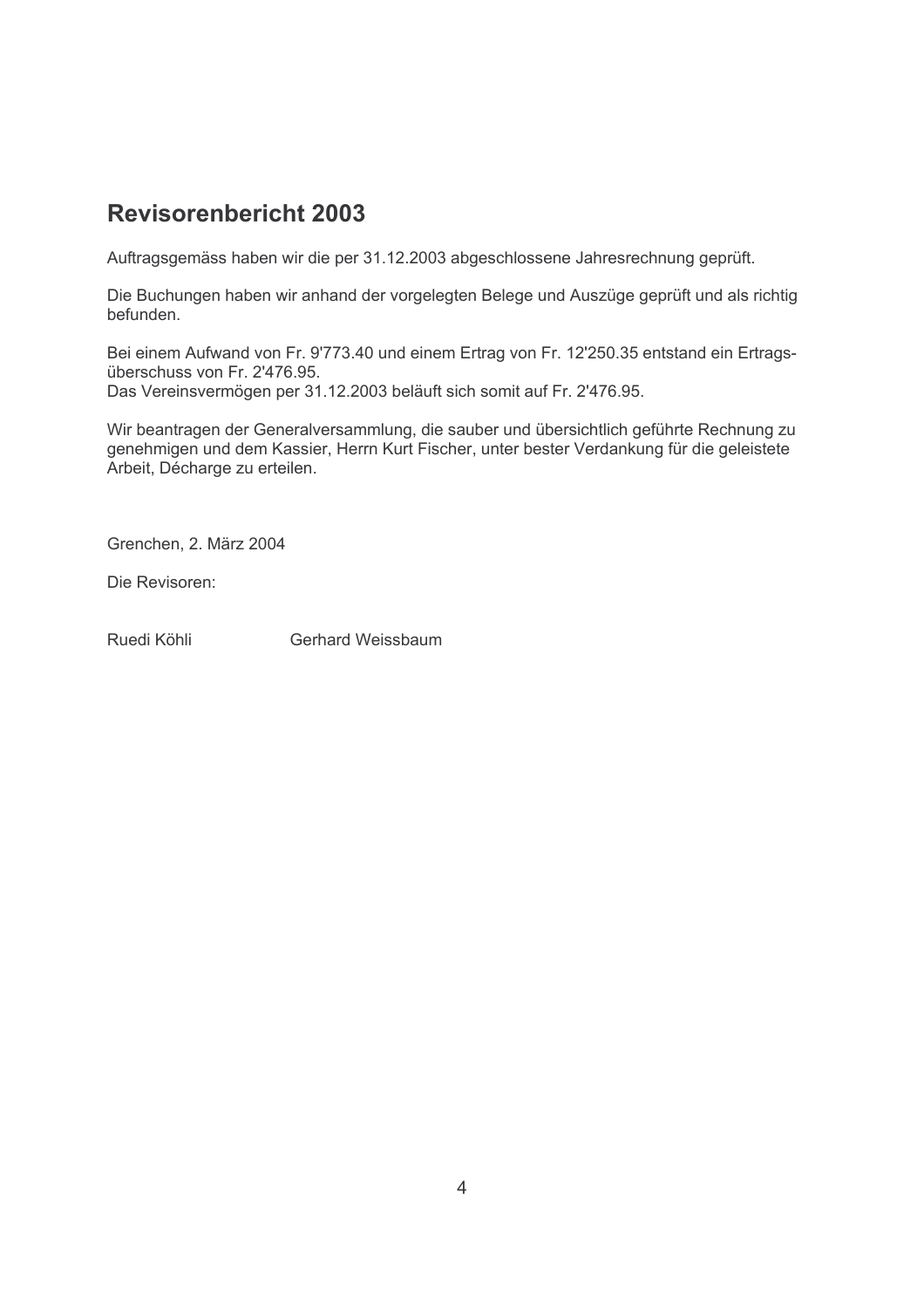## Revisorenbericht 2003

Auftragsgemäss haben wir die per 31.12.2003 abgeschlossene Jahresrechnung geprüft.

Die Buchungen haben wir anhand der vorgelegten Belege und Auszüge geprüft und als richtig befunden.

Bei einem Aufwand von Fr. 9'773.40 und einem Ertrag von Fr. 12'250.35 entstand ein Ertragsüberschuss von Fr. 2'476.95.
Das Vereinsvermögen per 31.12.2003 beläuft sich somit auf Fr. 2'476.95.

Wir beantragen der Generalversammlung, die sauber und übersichtlich geführte Rechnung zu genehmigen und dem Kassier, Herrn Kurt Fischer, unter bester Verdankung für die geleistete Arbeit, Décharge zu erteilen.

Grenchen, 2. März 2004

Die Revisoren:

Ruedi Köhli Gerhard Weissbaum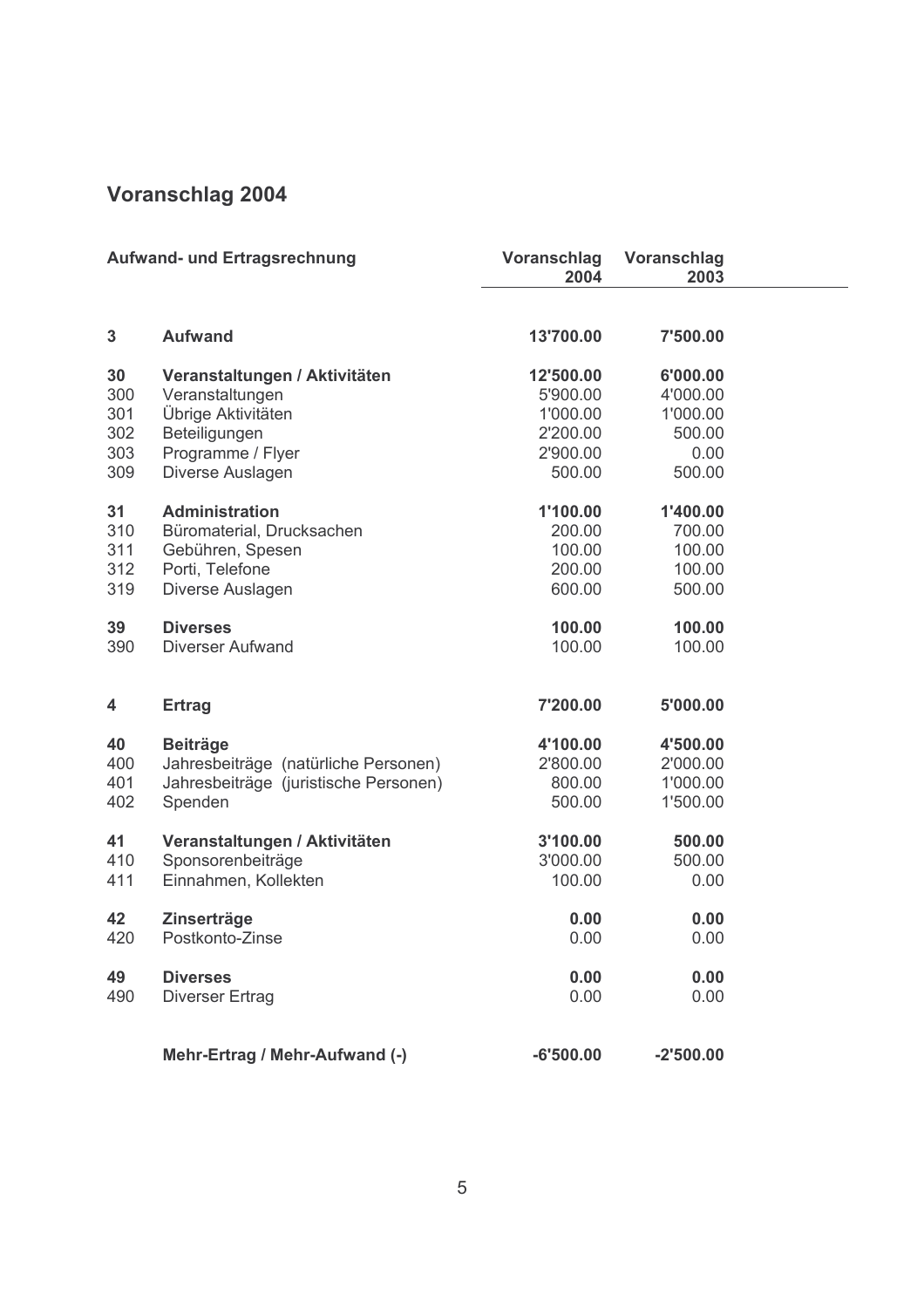## Voranschlag 2004

| | Aufwand- und Ertragsrechnung | Voranschlag 2004 | Voranschlag 2003 |
|---|---|---|---|
| **3** | **Aufwand** | **13'700.00** | **7'500.00** |
| **30** | **Veranstaltungen / Aktivitäten** | **12'500.00** | **6'000.00** |
| 300 | Veranstaltungen | 5'900.00 | 4'000.00 |
| 301 | Übrige Aktivitäten | 1'000.00 | 1'000.00 |
| 302 | Beteiligungen | 2'200.00 | 500.00 |
| 303 | Programme / Flyer | 2'900.00 | 0.00 |
| 309 | Diverse Auslagen | 500.00 | 500.00 |
| **31** | **Administration** | **1'100.00** | **1'400.00** |
| 310 | Büromaterial, Drucksachen | 200.00 | 700.00 |
| 311 | Gebühren, Spesen | 100.00 | 100.00 |
| 312 | Porti, Telefone | 200.00 | 100.00 |
| 319 | Diverse Auslagen | 600.00 | 500.00 |
| **39** | **Diverses** | **100.00** | **100.00** |
| 390 | Diverser Aufwand | 100.00 | 100.00 |
| **4** | **Ertrag** | **7'200.00** | **5'000.00** |
| **40** | **Beiträge** | **4'100.00** | **4'500.00** |
| 400 | Jahresbeiträge (natürliche Personen) | 2'800.00 | 2'000.00 |
| 401 | Jahresbeiträge (juristische Personen) | 800.00 | 1'000.00 |
| 402 | Spenden | 500.00 | 1'500.00 |
| **41** | **Veranstaltungen / Aktivitäten** | **3'100.00** | **500.00** |
| 410 | Sponsorenbeiträge | 3'000.00 | 500.00 |
| 411 | Einnahmen, Kollekten | 100.00 | 0.00 |
| **42** | **Zinserträge** | **0.00** | **0.00** |
| 420 | Postkonto-Zinse | 0.00 | 0.00 |
| **49** | **Diverses** | **0.00** | **0.00** |
| 490 | Diverser Ertrag | 0.00 | 0.00 |
| | **Mehr-Ertrag / Mehr-Aufwand (-)** | **-6'500.00** | **-2'500.00** |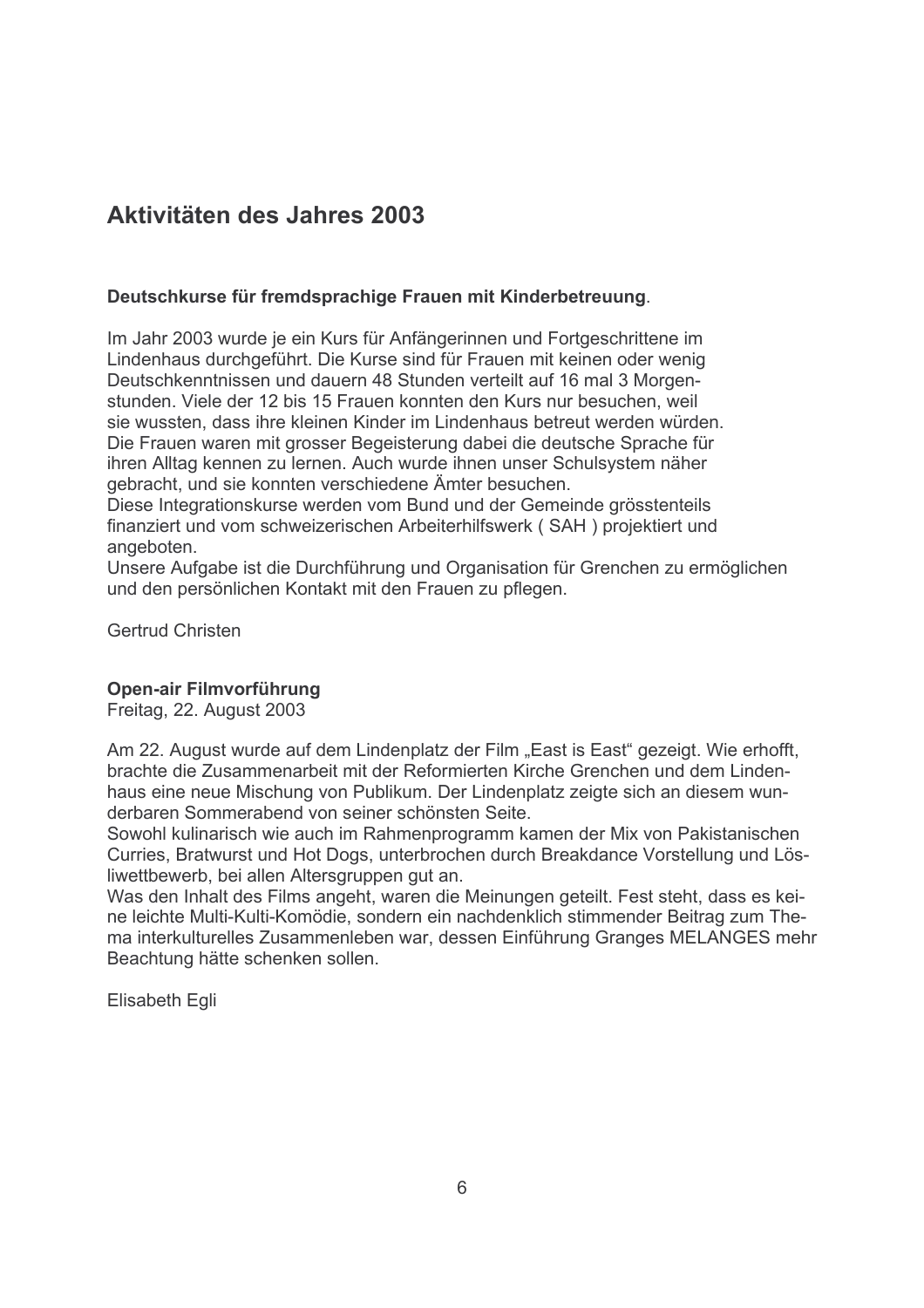## Aktivitäten des Jahres 2003

**Deutschkurse für fremdsprachige Frauen mit Kinderbetreuung**.

Im Jahr 2003 wurde je ein Kurs für Anfängerinnen und Fortgeschrittene im Lindenhaus durchgeführt. Die Kurse sind für Frauen mit keinen oder wenig Deutschkenntnissen und dauern 48 Stunden verteilt auf 16 mal 3 Morgenstunden. Viele der 12 bis 15 Frauen konnten den Kurs nur besuchen, weil sie wussten, dass ihre kleinen Kinder im Lindenhaus betreut werden würden. Die Frauen waren mit grosser Begeisterung dabei die deutsche Sprache für ihren Alltag kennen zu lernen. Auch wurde ihnen unser Schulsystem näher gebracht, und sie konnten verschiedene Ämter besuchen.
Diese Integrationskurse werden vom Bund und der Gemeinde grösstenteils finanziert und vom schweizerischen Arbeiterhilfswerk ( SAH ) projektiert und angeboten.
Unsere Aufgabe ist die Durchführung und Organisation für Grenchen zu ermöglichen und den persönlichen Kontakt mit den Frauen zu pflegen.

Gertrud Christen

**Open-air Filmvorführung**
Freitag, 22. August 2003

Am 22. August wurde auf dem Lindenplatz der Film „East is East" gezeigt. Wie erhofft, brachte die Zusammenarbeit mit der Reformierten Kirche Grenchen und dem Lindenhaus eine neue Mischung von Publikum. Der Lindenplatz zeigte sich an diesem wunderbaren Sommerabend von seiner schönsten Seite.
Sowohl kulinarisch wie auch im Rahmenprogramm kamen der Mix von Pakistanischen Curries, Bratwurst und Hot Dogs, unterbrochen durch Breakdance Vorstellung und Lösliwettbewerb, bei allen Altersgruppen gut an.
Was den Inhalt des Films angeht, waren die Meinungen geteilt. Fest steht, dass es keine leichte Multi-Kulti-Komödie, sondern ein nachdenklich stimmender Beitrag zum Thema interkulturelles Zusammenleben war, dessen Einführung Granges MELANGES mehr Beachtung hätte schenken sollen.

Elisabeth Egli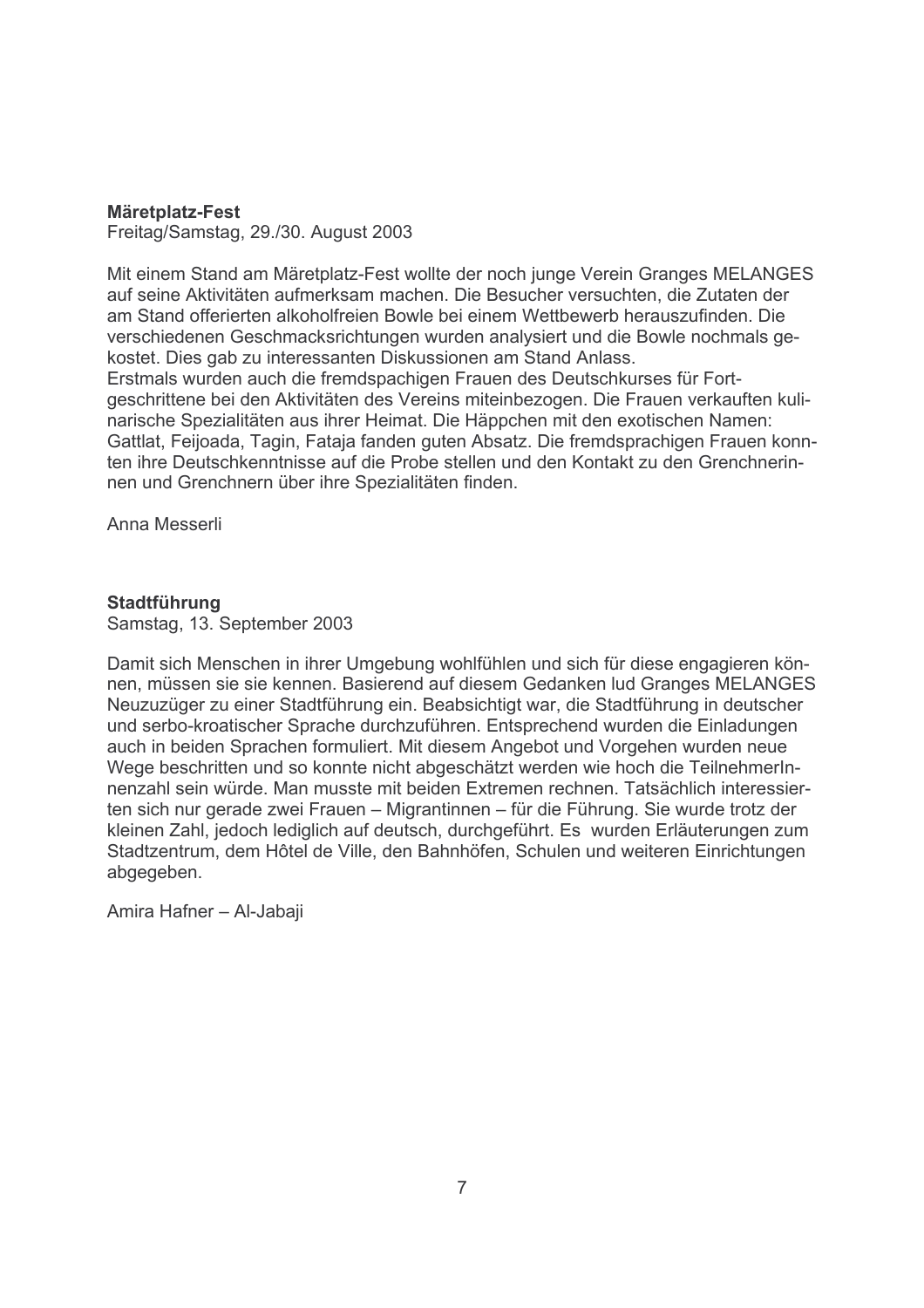**Märetplatz-Fest**
Freitag/Samstag, 29./30. August 2003

Mit einem Stand am Märetplatz-Fest wollte der noch junge Verein Granges MELANGES auf seine Aktivitäten aufmerksam machen. Die Besucher versuchten, die Zutaten der am Stand offerierten alkoholfreien Bowle bei einem Wettbewerb herauszufinden. Die verschiedenen Geschmacksrichtungen wurden analysiert und die Bowle nochmals gekostet. Dies gab zu interessanten Diskussionen am Stand Anlass.
Erstmals wurden auch die fremdspachigen Frauen des Deutschkurses für Fortgeschrittene bei den Aktivitäten des Vereins miteinbezogen. Die Frauen verkauften kulinarische Spezialitäten aus ihrer Heimat. Die Häppchen mit den exotischen Namen: Gattlat, Feijoada, Tagin, Fataja fanden guten Absatz. Die fremdsprachigen Frauen konnten ihre Deutschkenntnisse auf die Probe stellen und den Kontakt zu den Grenchnerinnen und Grenchnern über ihre Spezialitäten finden.

Anna Messerli

**Stadtführung**
Samstag, 13. September 2003

Damit sich Menschen in ihrer Umgebung wohlfühlen und sich für diese engagieren können, müssen sie sie kennen. Basierend auf diesem Gedanken lud Granges MELANGES Neuzuzüger zu einer Stadtführung ein. Beabsichtigt war, die Stadtführung in deutscher und serbo-kroatischer Sprache durchzuführen. Entsprechend wurden die Einladungen auch in beiden Sprachen formuliert. Mit diesem Angebot und Vorgehen wurden neue Wege beschritten und so konnte nicht abgeschätzt werden wie hoch die TeilnehmerInnenzahl sein würde. Man musste mit beiden Extremen rechnen. Tatsächlich interessierten sich nur gerade zwei Frauen – Migrantinnen – für die Führung. Sie wurde trotz der kleinen Zahl, jedoch lediglich auf deutsch, durchgeführt. Es wurden Erläuterungen zum Stadtzentrum, dem Hôtel de Ville, den Bahnhöfen, Schulen und weiteren Einrichtungen abgegeben.

Amira Hafner – Al-Jabaji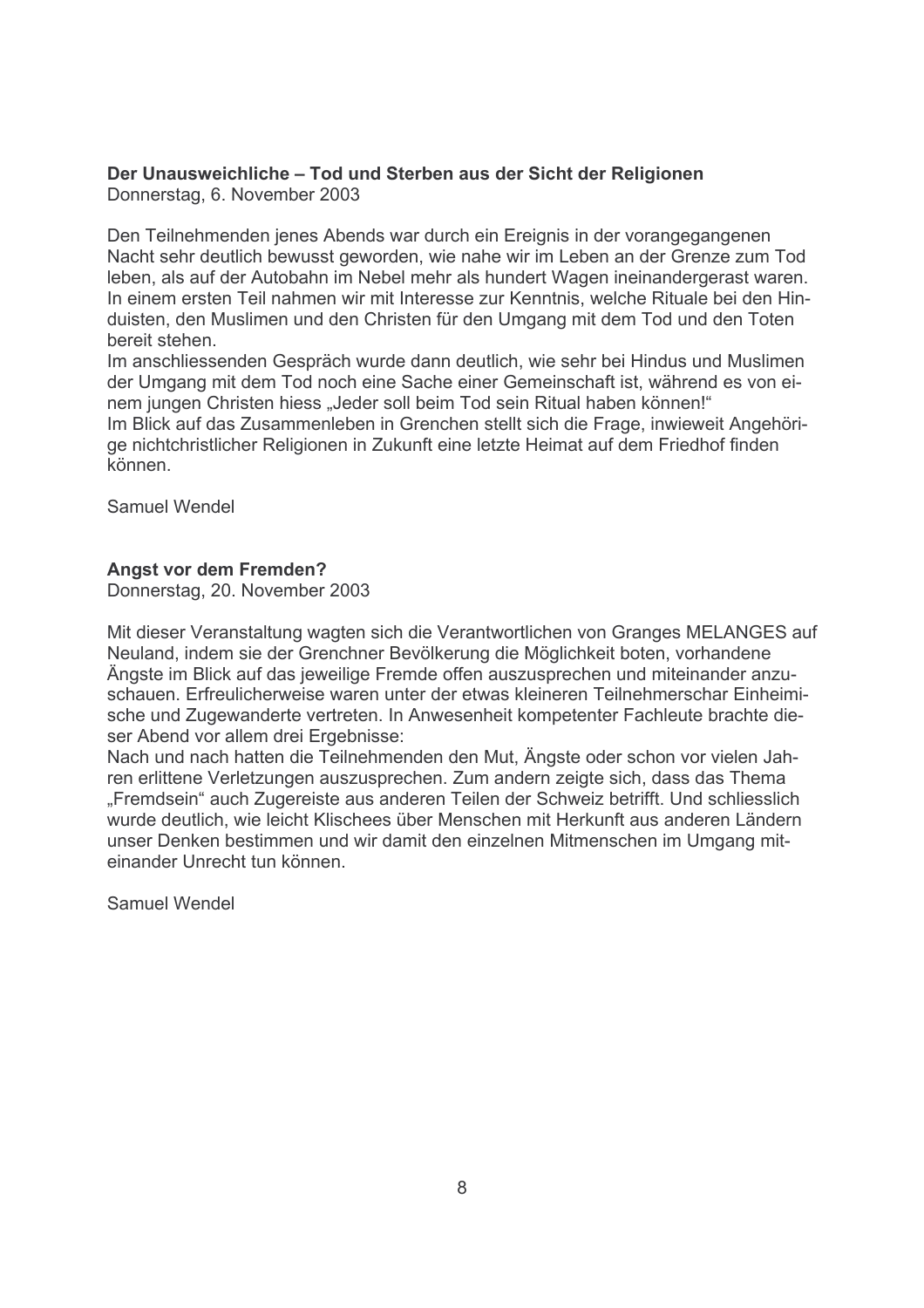**Der Unausweichliche – Tod und Sterben aus der Sicht der Religionen**
Donnerstag, 6. November 2003

Den Teilnehmenden jenes Abends war durch ein Ereignis in der vorangegangenen Nacht sehr deutlich bewusst geworden, wie nahe wir im Leben an der Grenze zum Tod leben, als auf der Autobahn im Nebel mehr als hundert Wagen ineinandergerast waren. In einem ersten Teil nahmen wir mit Interesse zur Kenntnis, welche Rituale bei den Hinduisten, den Muslimen und den Christen für den Umgang mit dem Tod und den Toten bereit stehen.
Im anschliessenden Gespräch wurde dann deutlich, wie sehr bei Hindus und Muslimen der Umgang mit dem Tod noch eine Sache einer Gemeinschaft ist, während es von einem jungen Christen hiess „Jeder soll beim Tod sein Ritual haben können!“
Im Blick auf das Zusammenleben in Grenchen stellt sich die Frage, inwieweit Angehörige nichtchristlicher Religionen in Zukunft eine letzte Heimat auf dem Friedhof finden können.

Samuel Wendel

**Angst vor dem Fremden?**
Donnerstag, 20. November 2003

Mit dieser Veranstaltung wagten sich die Verantwortlichen von Granges MELANGES auf Neuland, indem sie der Grenchner Bevölkerung die Möglichkeit boten, vorhandene Ängste im Blick auf das jeweilige Fremde offen auszusprechen und miteinander anzuschauen. Erfreulicherweise waren unter der etwas kleineren Teilnehmerschar Einheimische und Zugewanderte vertreten. In Anwesenheit kompetenter Fachleute brachte dieser Abend vor allem drei Ergebnisse:
Nach und nach hatten die Teilnehmenden den Mut, Ängste oder schon vor vielen Jahren erlittene Verletzungen auszusprechen. Zum andern zeigte sich, dass das Thema „Fremdsein“ auch Zugereiste aus anderen Teilen der Schweiz betrifft. Und schliesslich wurde deutlich, wie leicht Klischees über Menschen mit Herkunft aus anderen Ländern unser Denken bestimmen und wir damit den einzelnen Mitmenschen im Umgang miteinander Unrecht tun können.

Samuel Wendel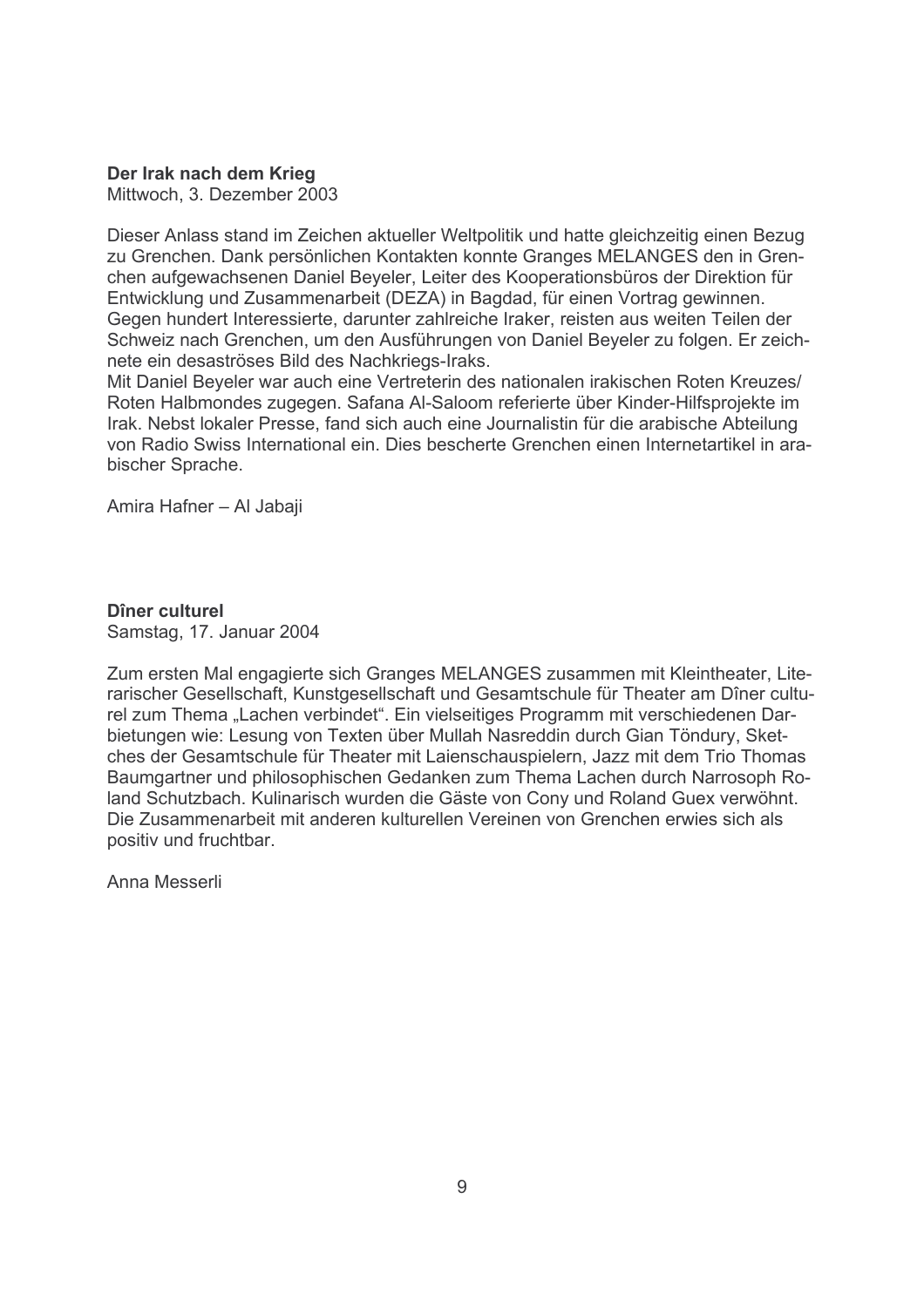**Der Irak nach dem Krieg**
Mittwoch, 3. Dezember 2003

Dieser Anlass stand im Zeichen aktueller Weltpolitik und hatte gleichzeitig einen Bezug zu Grenchen. Dank persönlichen Kontakten konnte Granges MELANGES den in Grenchen aufgewachsenen Daniel Beyeler, Leiter des Kooperationsbüros der Direktion für Entwicklung und Zusammenarbeit (DEZA) in Bagdad, für einen Vortrag gewinnen. Gegen hundert Interessierte, darunter zahlreiche Iraker, reisten aus weiten Teilen der Schweiz nach Grenchen, um den Ausführungen von Daniel Beyeler zu folgen. Er zeichnete ein desaströses Bild des Nachkriegs-Iraks.
Mit Daniel Beyeler war auch eine Vertreterin des nationalen irakischen Roten Kreuzes/ Roten Halbmondes zugegen. Safana Al-Saloom referierte über Kinder-Hilfsprojekte im Irak. Nebst lokaler Presse, fand sich auch eine Journalistin für die arabische Abteilung von Radio Swiss International ein. Dies bescherte Grenchen einen Internetartikel in arabischer Sprache.

Amira Hafner – Al Jabaji

**Dîner culturel**
Samstag, 17. Januar 2004

Zum ersten Mal engagierte sich Granges MELANGES zusammen mit Kleintheater, Literarischer Gesellschaft, Kunstgesellschaft und Gesamtschule für Theater am Dîner culturel zum Thema „Lachen verbindet". Ein vielseitiges Programm mit verschiedenen Darbietungen wie: Lesung von Texten über Mullah Nasreddin durch Gian Töndury, Sketches der Gesamtschule für Theater mit Laienschauspielern, Jazz mit dem Trio Thomas Baumgartner und philosophischen Gedanken zum Thema Lachen durch Narrosoph Roland Schutzbach. Kulinarisch wurden die Gäste von Cony und Roland Guex verwöhnt. Die Zusammenarbeit mit anderen kulturellen Vereinen von Grenchen erwies sich als positiv und fruchtbar.

Anna Messerli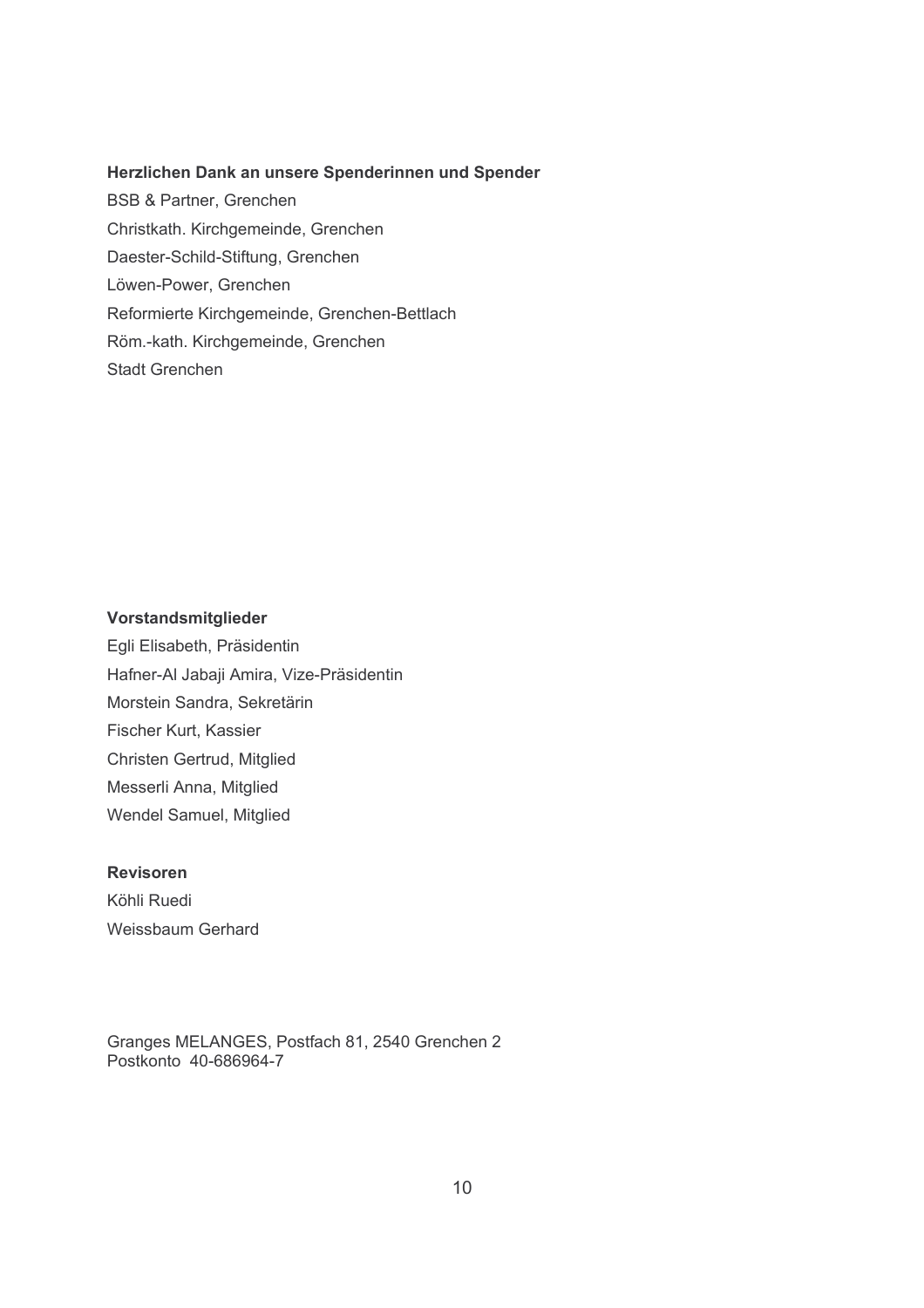**Herzlichen Dank an unsere Spenderinnen und Spender**

BSB & Partner, Grenchen

Christkath. Kirchgemeinde, Grenchen

Daester-Schild-Stiftung, Grenchen

Löwen-Power, Grenchen

Reformierte Kirchgemeinde, Grenchen-Bettlach

Röm.-kath. Kirchgemeinde, Grenchen

Stadt Grenchen

**Vorstandsmitglieder**

Egli Elisabeth, Präsidentin

Hafner-Al Jabaji Amira, Vize-Präsidentin

Morstein Sandra, Sekretärin

Fischer Kurt, Kassier

Christen Gertrud, Mitglied

Messerli Anna, Mitglied

Wendel Samuel, Mitglied

**Revisoren**

Köhli Ruedi

Weissbaum Gerhard

Granges MELANGES, Postfach 81, 2540 Grenchen 2
Postkonto 40-686964-7